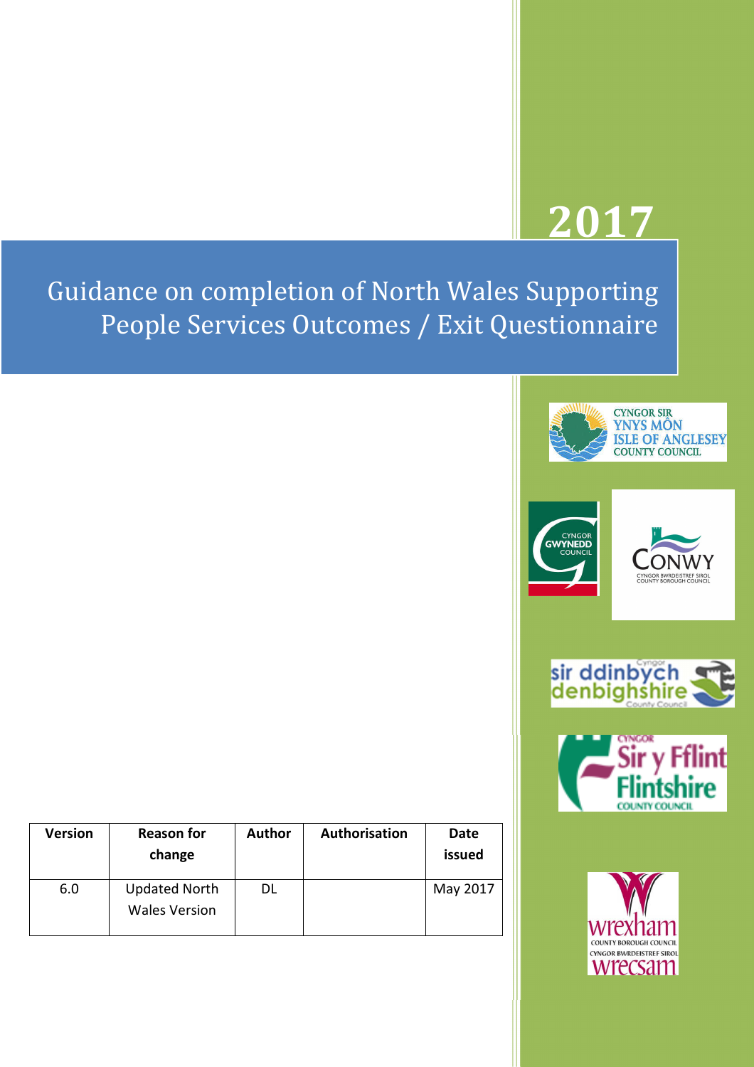2017

# Guidance on completion of North Wales Supporting People Services Outcomes / Exit Questionnaire

CYNGOR SIR YNYS MÔN ISLE OF ANGLESEY COUNTY COUNCIL

CYNGOR GWYNEDD COUNCIL

CONWY CYNGOR BWRDEISTREF SIROL COUNTY BOROUGH COUNCIL

Cyngor sir ddinbych denbighshire County Council

CYNGOR Sir y Fflint Flintshire COUNTY COUNCIL

wrexham COUNTY BOROUGH COUNCIL CYNGOR BWRDEISTREF SIROL wrecsam

| Version | Reason for change | Author | Authorisation | Date issued |
|---|---|---|---|---|
| 6.0 | Updated North Wales Version | DL | | May 2017 |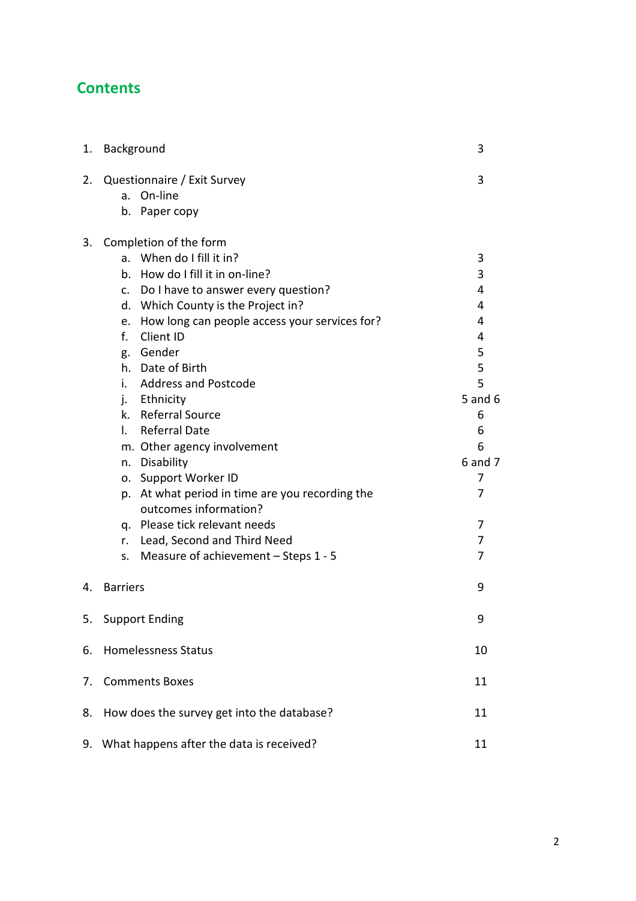## Contents

| | | Page |
|---|---|---|
| 1. | Background | 3 |
| 2. | Questionnaire / Exit Survey | 3 |
| | a. On-line | |
| | b. Paper copy | |
| 3. | Completion of the form | |
| | a. When do I fill it in? | 3 |
| | b. How do I fill it in on-line? | 3 |
| | c. Do I have to answer every question? | 4 |
| | d. Which County is the Project in? | 4 |
| | e. How long can people access your services for? | 4 |
| | f. Client ID | 4 |
| | g. Gender | 5 |
| | h. Date of Birth | 5 |
| | i. Address and Postcode | 5 |
| | j. Ethnicity | 5 and 6 |
| | k. Referral Source | 6 |
| | l. Referral Date | 6 |
| | m. Other agency involvement | 6 |
| | n. Disability | 6 and 7 |
| | o. Support Worker ID | 7 |
| | p. At what period in time are you recording the outcomes information? | 7 |
| | q. Please tick relevant needs | 7 |
| | r. Lead, Second and Third Need | 7 |
| | s. Measure of achievement – Steps 1 - 5 | 7 |
| 4. | Barriers | 9 |
| 5. | Support Ending | 9 |
| 6. | Homelessness Status | 10 |
| 7. | Comments Boxes | 11 |
| 8. | How does the survey get into the database? | 11 |
| 9. | What happens after the data is received? | 11 |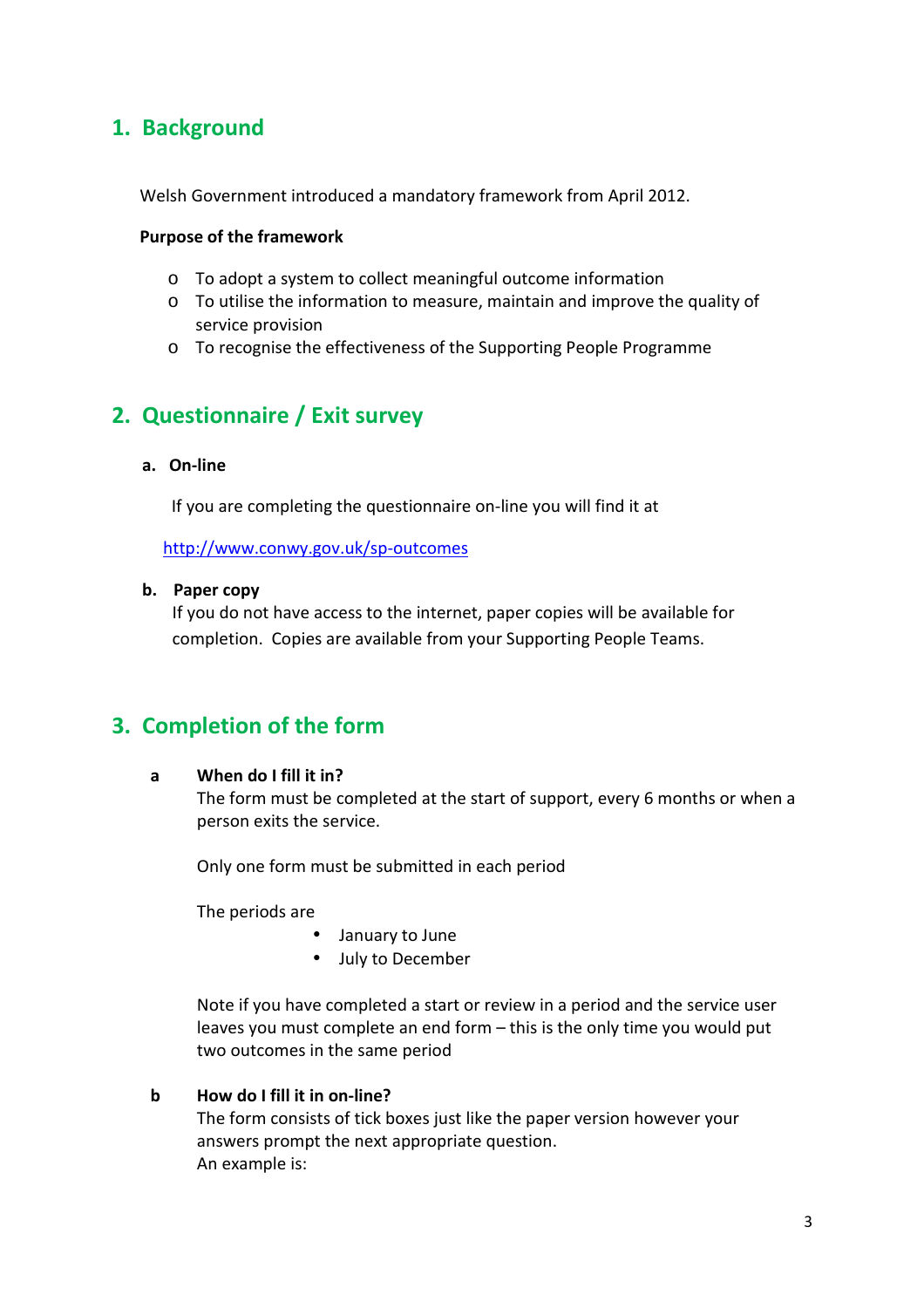## 1. Background

Welsh Government introduced a mandatory framework from April 2012.

**Purpose of the framework**

- To adopt a system to collect meaningful outcome information
- To utilise the information to measure, maintain and improve the quality of service provision
- To recognise the effectiveness of the Supporting People Programme

## 2. Questionnaire / Exit survey

### a. On-line

If you are completing the questionnaire on-line you will find it at

http://www.conwy.gov.uk/sp-outcomes

### b. Paper copy

If you do not have access to the internet, paper copies will be available for completion. Copies are available from your Supporting People Teams.

## 3. Completion of the form

### a When do I fill it in?

The form must be completed at the start of support, every 6 months or when a person exits the service.

Only one form must be submitted in each period

The periods are

- January to June
- July to December

Note if you have completed a start or review in a period and the service user leaves you must complete an end form – this is the only time you would put two outcomes in the same period

### b How do I fill it in on-line?

The form consists of tick boxes just like the paper version however your answers prompt the next appropriate question.
An example is: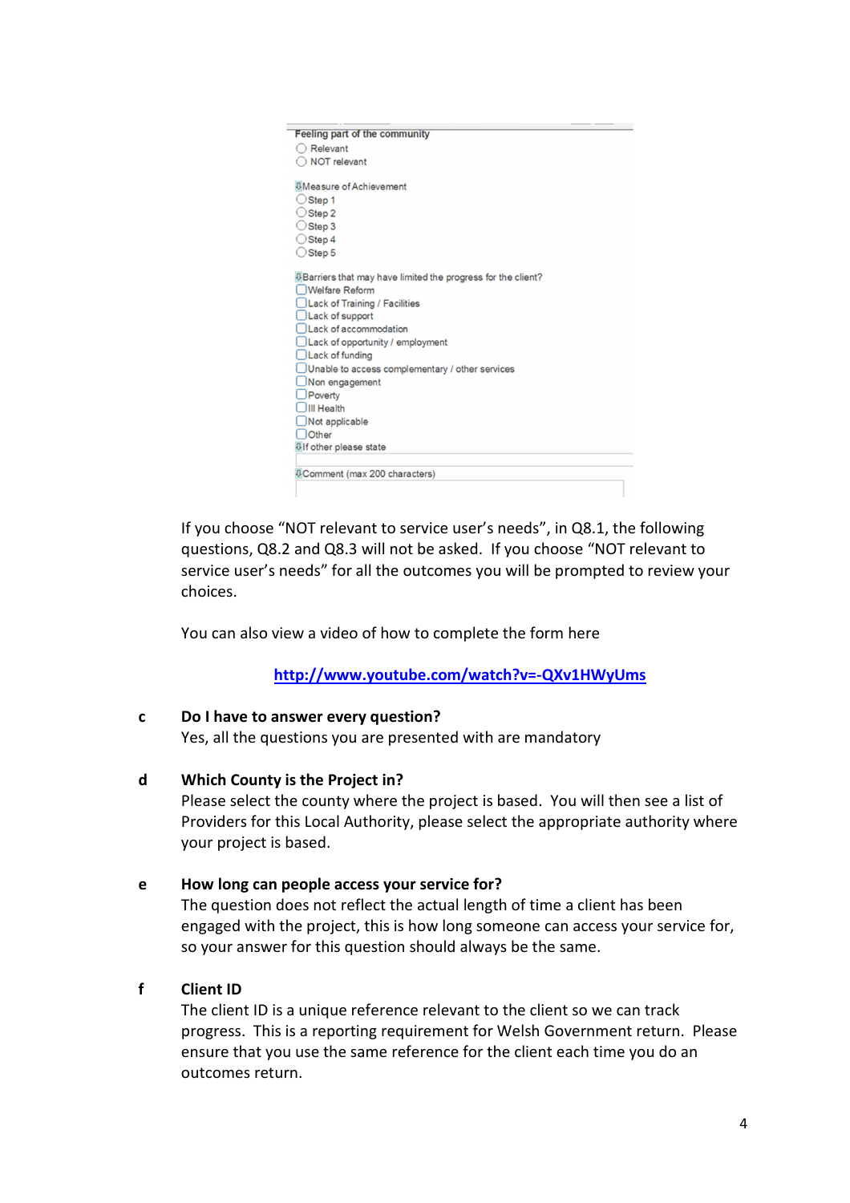Feeling part of the community

- Relevant
- NOT relevant

Measure of Achievement

- Step 1
- Step 2
- Step 3
- Step 4
- Step 5

Barriers that may have limited the progress for the client?

- Welfare Reform
- Lack of Training / Facilities
- Lack of support
- Lack of accommodation
- Lack of opportunity / employment
- Lack of funding
- Unable to access complementary / other services
- Non engagement
- Poverty
- Ill Health
- Not applicable
- Other

If other please state

Comment (max 200 characters)

If you choose "NOT relevant to service user's needs", in Q8.1, the following questions, Q8.2 and Q8.3 will not be asked. If you choose "NOT relevant to service user's needs" for all the outcomes you will be prompted to review your choices.

You can also view a video of how to complete the form here

http://www.youtube.com/watch?v=-QXv1HWyUms

**c Do I have to answer every question?**

Yes, all the questions you are presented with are mandatory

**d Which County is the Project in?**

Please select the county where the project is based. You will then see a list of Providers for this Local Authority, please select the appropriate authority where your project is based.

**e How long can people access your service for?**

The question does not reflect the actual length of time a client has been engaged with the project, this is how long someone can access your service for, so your answer for this question should always be the same.

**f Client ID**

The client ID is a unique reference relevant to the client so we can track progress. This is a reporting requirement for Welsh Government return. Please ensure that you use the same reference for the client each time you do an outcomes return.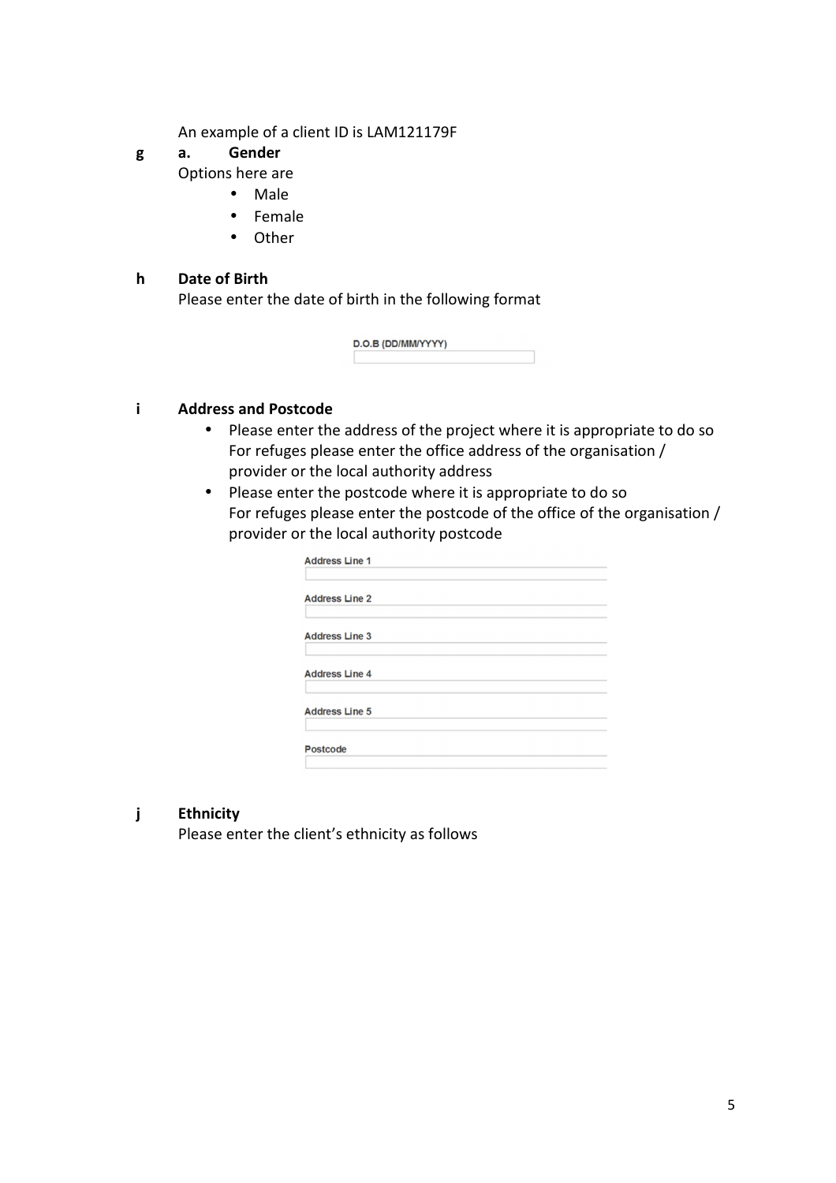An example of a client ID is LAM121179F

**g a. Gender**

Options here are

- Male
- Female
- Other

**h Date of Birth**

Please enter the date of birth in the following format

D.O.B (DD/MM/YYYY)

**i Address and Postcode**

- Please enter the address of the project where it is appropriate to do so
  For refuges please enter the office address of the organisation / provider or the local authority address
- Please enter the postcode where it is appropriate to do so
  For refuges please enter the postcode of the office of the organisation / provider or the local authority postcode

Address Line 1

Address Line 2

Address Line 3

Address Line 4

Address Line 5

Postcode

**j Ethnicity**

Please enter the client's ethnicity as follows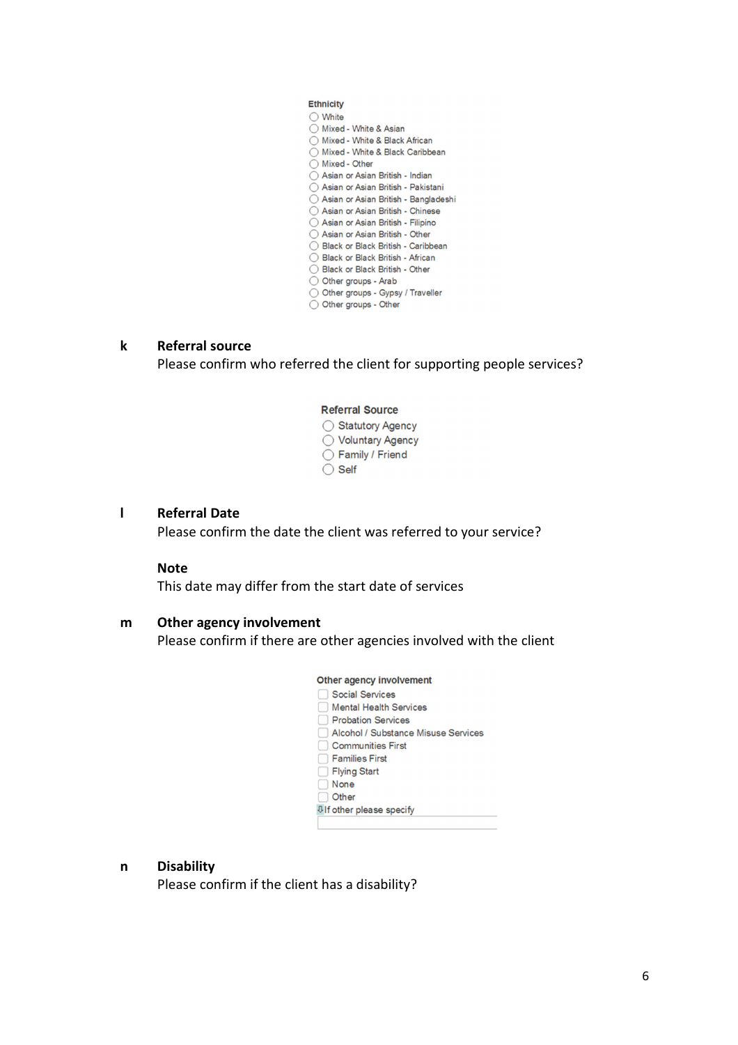**Ethnicity**

- ◯ White
- ◯ Mixed - White & Asian
- ◯ Mixed - White & Black African
- ◯ Mixed - White & Black Caribbean
- ◯ Mixed - Other
- ◯ Asian or Asian British - Indian
- ◯ Asian or Asian British - Pakistani
- ◯ Asian or Asian British - Bangladeshi
- ◯ Asian or Asian British - Chinese
- ◯ Asian or Asian British - Filipino
- ◯ Asian or Asian British - Other
- ◯ Black or Black British - Caribbean
- ◯ Black or Black British - African
- ◯ Black or Black British - Other
- ◯ Other groups - Arab
- ◯ Other groups - Gypsy / Traveller
- ◯ Other groups - Other

**k Referral source**

Please confirm who referred the client for supporting people services?

**Referral Source**

- ◯ Statutory Agency
- ◯ Voluntary Agency
- ◯ Family / Friend
- ◯ Self

**l Referral Date**

Please confirm the date the client was referred to your service?

**Note**

This date may differ from the start date of services

**m Other agency involvement**

Please confirm if there are other agencies involved with the client

**Other agency involvement**

- ☐ Social Services
- ☐ Mental Health Services
- ☐ Probation Services
- ☐ Alcohol / Substance Misuse Services
- ☐ Communities First
- ☐ Families First
- ☐ Flying Start
- ☐ None
- ☐ Other

If other please specify

**n Disability**

Please confirm if the client has a disability?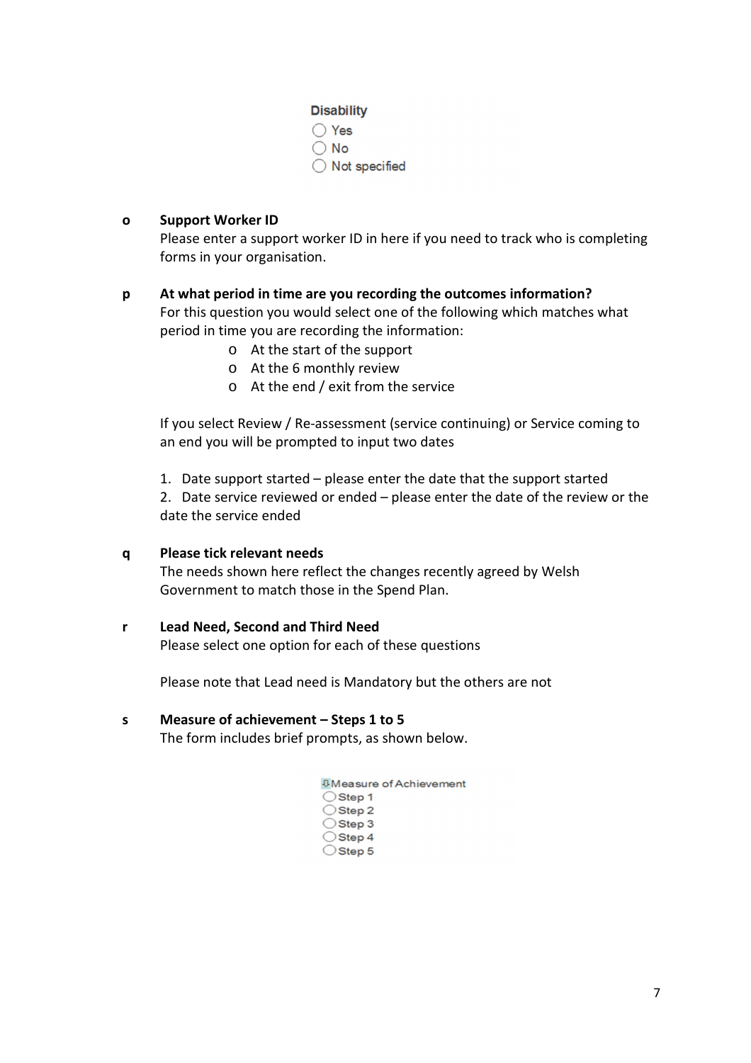**Disability**

- ○ Yes
- ○ No
- ○ Not specified

**o Support Worker ID**

Please enter a support worker ID in here if you need to track who is completing forms in your organisation.

**p At what period in time are you recording the outcomes information?**

For this question you would select one of the following which matches what period in time you are recording the information:

- At the start of the support
- At the 6 monthly review
- At the end / exit from the service

If you select Review / Re-assessment (service continuing) or Service coming to an end you will be prompted to input two dates

1. Date support started – please enter the date that the support started
2. Date service reviewed or ended – please enter the date of the review or the date the service ended

**q Please tick relevant needs**

The needs shown here reflect the changes recently agreed by Welsh Government to match those in the Spend Plan.

**r Lead Need, Second and Third Need**

Please select one option for each of these questions

Please note that Lead need is Mandatory but the others are not

**s Measure of achievement – Steps 1 to 5**

The form includes brief prompts, as shown below.

Measure of Achievement

- ○ Step 1
- ○ Step 2
- ○ Step 3
- ○ Step 4
- ○ Step 5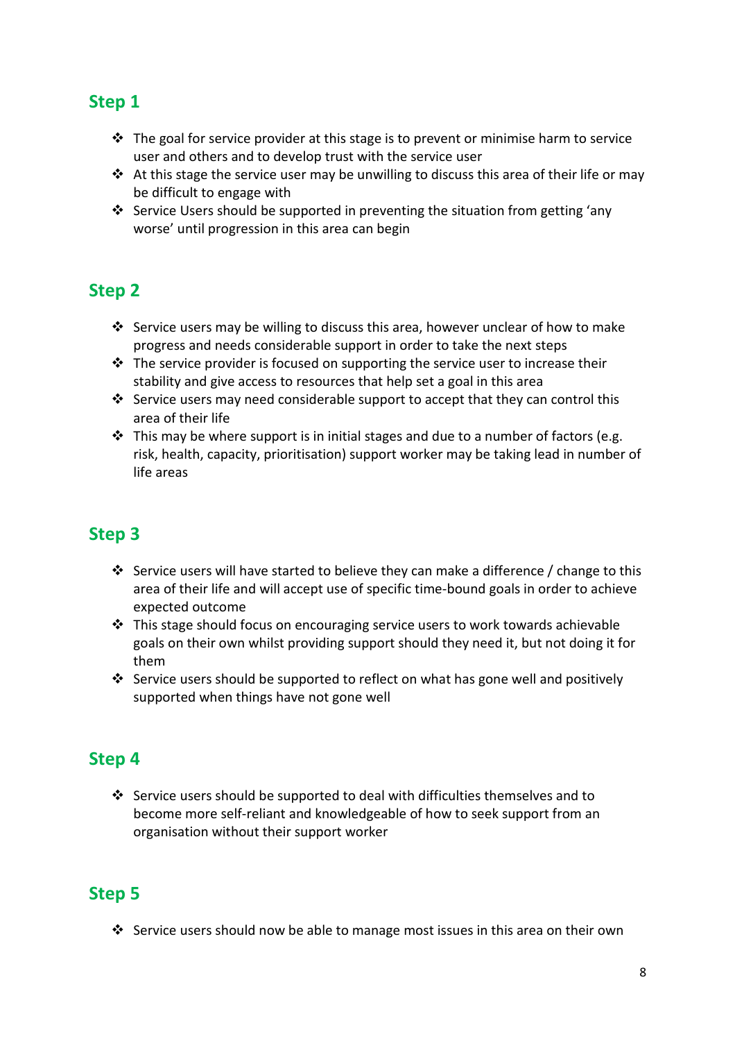## Step 1

- The goal for service provider at this stage is to prevent or minimise harm to service user and others and to develop trust with the service user
- At this stage the service user may be unwilling to discuss this area of their life or may be difficult to engage with
- Service Users should be supported in preventing the situation from getting 'any worse' until progression in this area can begin

## Step 2

- Service users may be willing to discuss this area, however unclear of how to make progress and needs considerable support in order to take the next steps
- The service provider is focused on supporting the service user to increase their stability and give access to resources that help set a goal in this area
- Service users may need considerable support to accept that they can control this area of their life
- This may be where support is in initial stages and due to a number of factors (e.g. risk, health, capacity, prioritisation) support worker may be taking lead in number of life areas

## Step 3

- Service users will have started to believe they can make a difference / change to this area of their life and will accept use of specific time-bound goals in order to achieve expected outcome
- This stage should focus on encouraging service users to work towards achievable goals on their own whilst providing support should they need it, but not doing it for them
- Service users should be supported to reflect on what has gone well and positively supported when things have not gone well

## Step 4

- Service users should be supported to deal with difficulties themselves and to become more self-reliant and knowledgeable of how to seek support from an organisation without their support worker

## Step 5

- Service users should now be able to manage most issues in this area on their own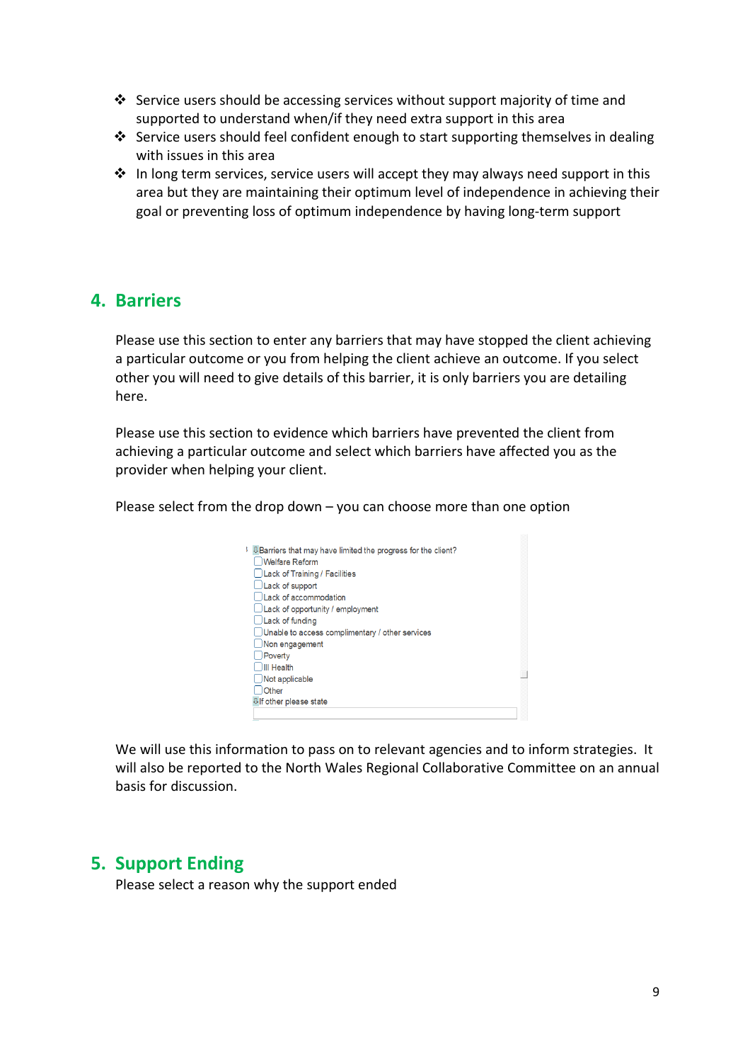- Service users should be accessing services without support majority of time and supported to understand when/if they need extra support in this area
- Service users should feel confident enough to start supporting themselves in dealing with issues in this area
- In long term services, service users will accept they may always need support in this area but they are maintaining their optimum level of independence in achieving their goal or preventing loss of optimum independence by having long-term support

## 4. Barriers

Please use this section to enter any barriers that may have stopped the client achieving a particular outcome or you from helping the client achieve an outcome. If you select other you will need to give details of this barrier, it is only barriers you are detailing here.

Please use this section to evidence which barriers have prevented the client from achieving a particular outcome and select which barriers have affected you as the provider when helping your client.

Please select from the drop down – you can choose more than one option

Barriers that may have limited the progress for the client?

- ☐ Welfare Reform
- ☐ Lack of Training / Facilities
- ☐ Lack of support
- ☐ Lack of accommodation
- ☐ Lack of opportunity / employment
- ☐ Lack of funding
- ☐ Unable to access complimentary / other services
- ☐ Non engagement
- ☐ Poverty
- ☐ Ill Health
- ☐ Not applicable
- ☐ Other

If other please state

We will use this information to pass on to relevant agencies and to inform strategies. It will also be reported to the North Wales Regional Collaborative Committee on an annual basis for discussion.

## 5. Support Ending

Please select a reason why the support ended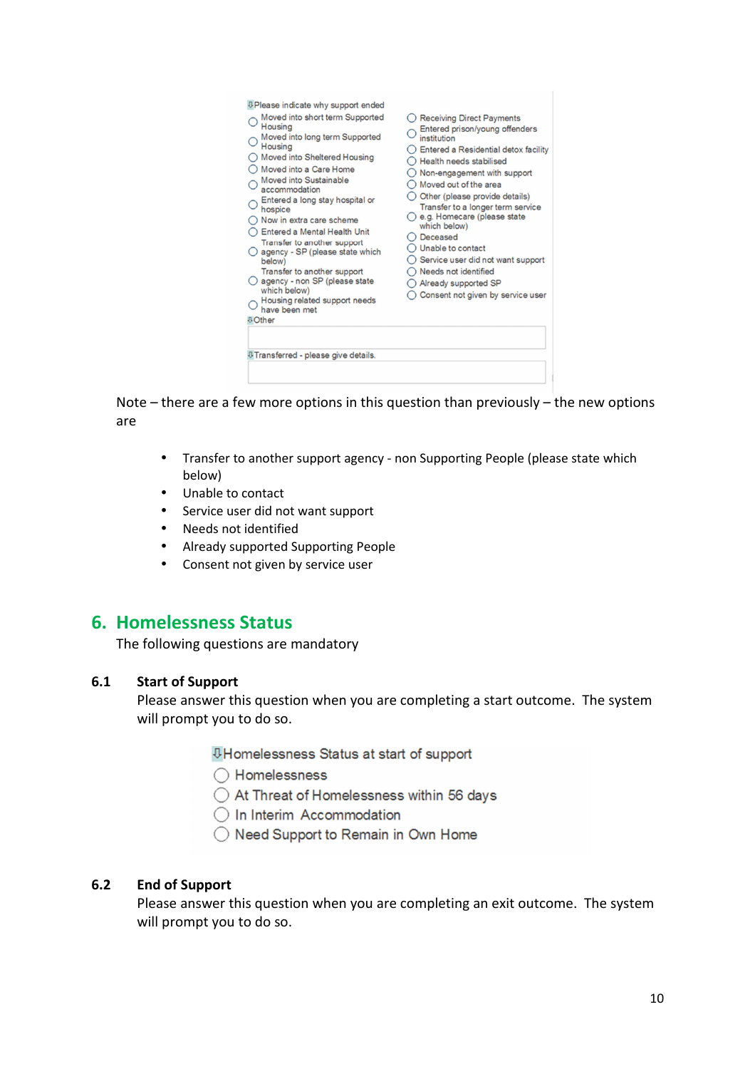Please indicate why support ended

- Moved into short term Supported Housing
- Moved into long term Supported Housing
- Moved into Sheltered Housing
- Moved into a Care Home
- Moved into Sustainable accommodation
- Entered a long stay hospital or hospice
- Now in extra care scheme
- Entered a Mental Health Unit
- Transfer to another support agency - SP (please state which below)
- Transfer to another support agency - non SP (please state which below)
- Housing related support needs have been met
- Receiving Direct Payments
- Entered prison/young offenders institution
- Entered a Residential detox facility
- Health needs stabilised
- Non-engagement with support
- Moved out of the area
- Other (please provide details)
- Transfer to a longer term service e.g. Homecare (please state which below)
- Deceased
- Unable to contact
- Service user did not want support
- Needs not identified
- Already supported SP
- Consent not given by service user

Other

Transferred - please give details.

Note – there are a few more options in this question than previously – the new options are

- Transfer to another support agency - non Supporting People (please state which below)
- Unable to contact
- Service user did not want support
- Needs not identified
- Already supported Supporting People
- Consent not given by service user

## 6. Homelessness Status

The following questions are mandatory

### 6.1 Start of Support

Please answer this question when you are completing a start outcome. The system will prompt you to do so.

Homelessness Status at start of support

- Homelessness
- At Threat of Homelessness within 56 days
- In Interim Accommodation
- Need Support to Remain in Own Home

### 6.2 End of Support

Please answer this question when you are completing an exit outcome. The system will prompt you to do so.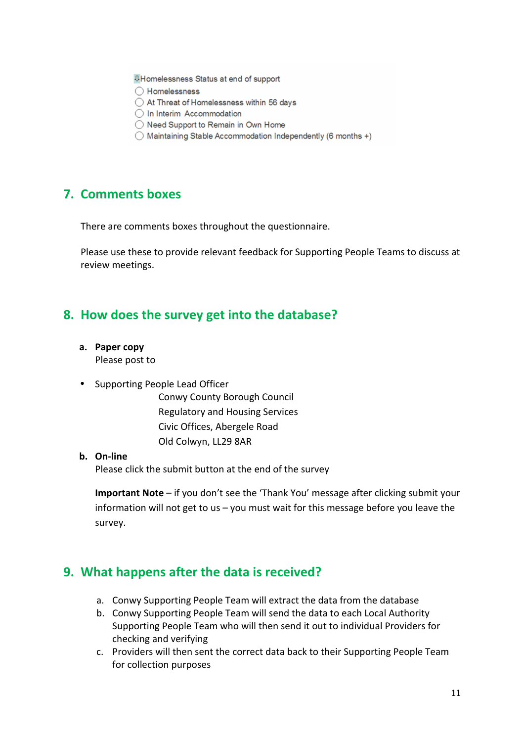Homelessness Status at end of support

- ◯ Homelessness
- ◯ At Threat of Homelessness within 56 days
- ◯ In Interim Accommodation
- ◯ Need Support to Remain in Own Home
- ◯ Maintaining Stable Accommodation Independently (6 months +)

## 7. Comments boxes

There are comments boxes throughout the questionnaire.

Please use these to provide relevant feedback for Supporting People Teams to discuss at review meetings.

## 8. How does the survey get into the database?

**a. Paper copy**
Please post to

- Supporting People Lead Officer
  Conwy County Borough Council
  Regulatory and Housing Services
  Civic Offices, Abergele Road
  Old Colwyn, LL29 8AR

**b. On-line**
Please click the submit button at the end of the survey

**Important Note** – if you don't see the 'Thank You' message after clicking submit your information will not get to us – you must wait for this message before you leave the survey.

## 9. What happens after the data is received?

a. Conwy Supporting People Team will extract the data from the database
b. Conwy Supporting People Team will send the data to each Local Authority Supporting People Team who will then send it out to individual Providers for checking and verifying
c. Providers will then sent the correct data back to their Supporting People Team for collection purposes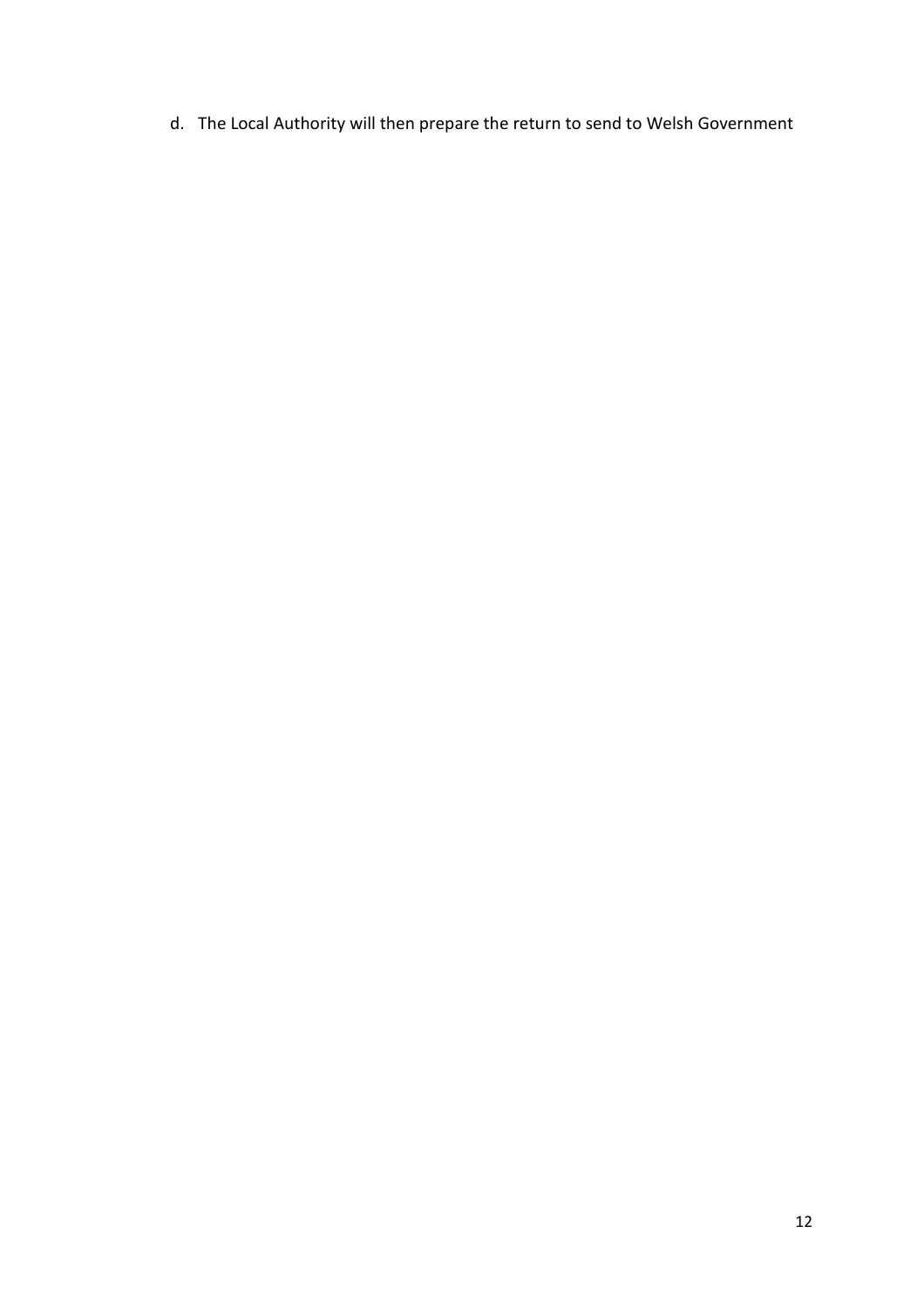d. The Local Authority will then prepare the return to send to Welsh Government